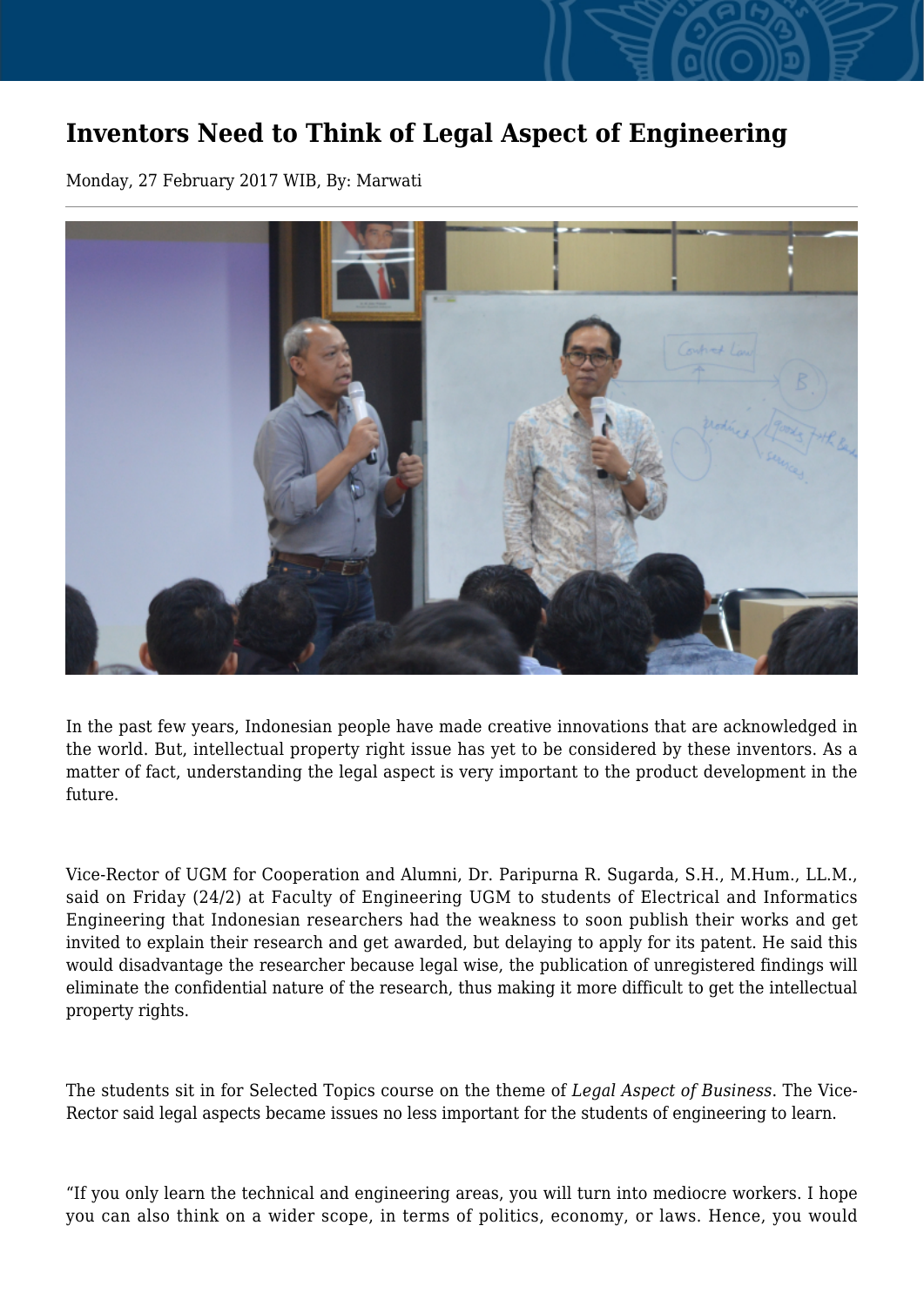# Inventors Need to Think of Legal Aspect of Engineering

Monday, 27 February 2017 WIB, By: Marwati

---

In the past few years, Indonesian people have made creative innovations that are acknowledged in the world. But, intellectual property right issue has yet to be considered by these inventors. As a matter of fact, understanding the legal aspect is very important to the product development in the future.

Vice-Rector of UGM for Cooperation and Alumni, Dr. Paripurna R. Sugarda, S.H., M.Hum., LL.M., said on Friday (24/2) at Faculty of Engineering UGM to students of Electrical and Informatics Engineering that Indonesian researchers had the weakness to soon publish their works and get invited to explain their research and get awarded, but delaying to apply for its patent. He said this would disadvantage the researcher because legal wise, the publication of unregistered findings will eliminate the confidential nature of the research, thus making it more difficult to get the intellectual property rights.

The students sit in for Selected Topics course on the theme of *Legal Aspect of Business*. The Vice-Rector said legal aspects became issues no less important for the students of engineering to learn.

“If you only learn the technical and engineering areas, you will turn into mediocre workers. I hope you can also think on a wider scope, in terms of politics, economy, or laws. Hence, you would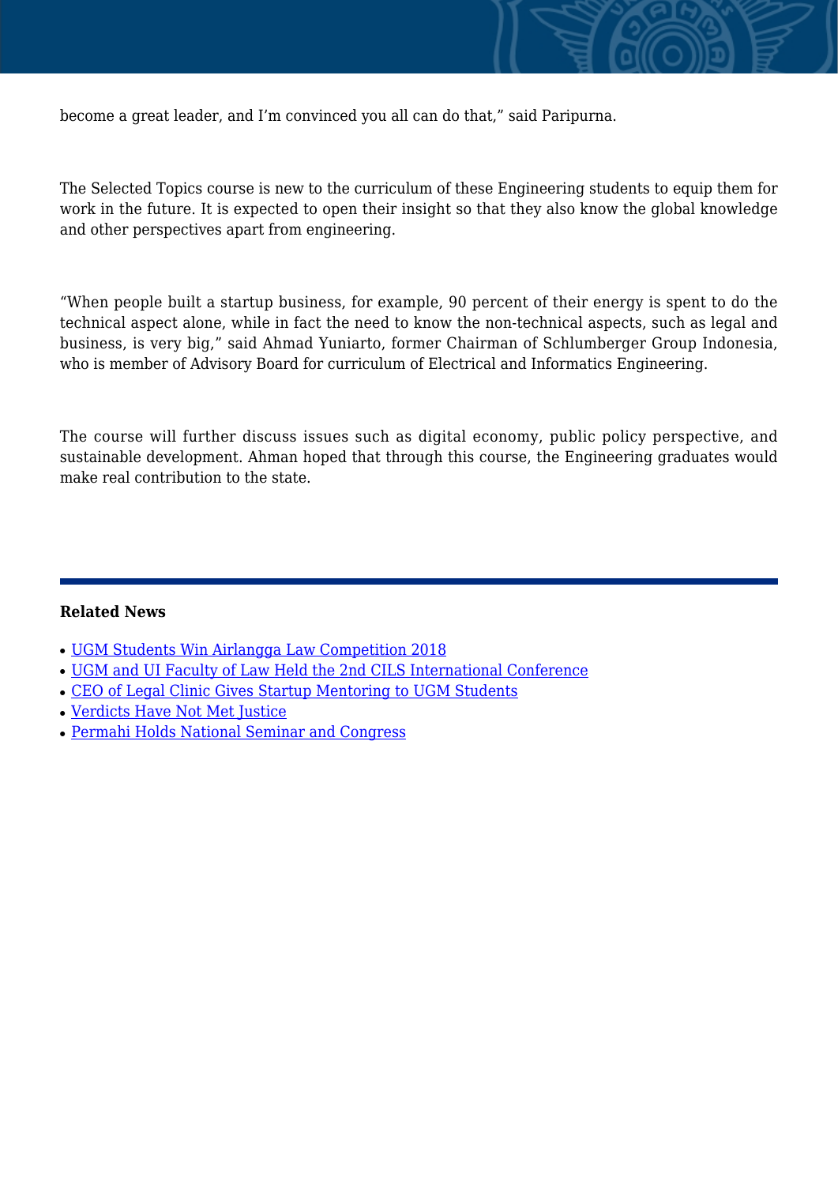become a great leader, and I'm convinced you all can do that," said Paripurna.

The Selected Topics course is new to the curriculum of these Engineering students to equip them for work in the future. It is expected to open their insight so that they also know the global knowledge and other perspectives apart from engineering.

"When people built a startup business, for example, 90 percent of their energy is spent to do the technical aspect alone, while in fact the need to know the non-technical aspects, such as legal and business, is very big," said Ahmad Yuniarto, former Chairman of Schlumberger Group Indonesia, who is member of Advisory Board for curriculum of Electrical and Informatics Engineering.

The course will further discuss issues such as digital economy, public policy perspective, and sustainable development. Ahman hoped that through this course, the Engineering graduates would make real contribution to the state.

---

**Related News**

- UGM Students Win Airlangga Law Competition 2018
- UGM and UI Faculty of Law Held the 2nd CILS International Conference
- CEO of Legal Clinic Gives Startup Mentoring to UGM Students
- Verdicts Have Not Met Justice
- Permahi Holds National Seminar and Congress